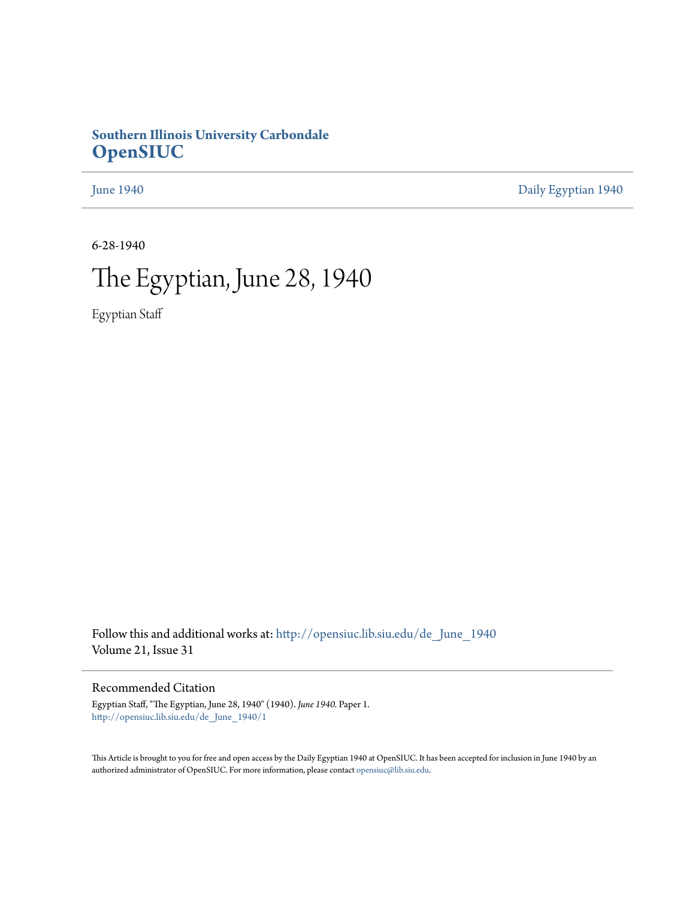**Southern Illinois University Carbondale**
# OpenSIUC

June 1940 | Daily Egyptian 1940

6-28-1940

# The Egyptian, June 28, 1940

Egyptian Staff

Follow this and additional works at: http://opensiuc.lib.siu.edu/de_June_1940
Volume 21, Issue 31

## Recommended Citation

Egyptian Staff, "The Egyptian, June 28, 1940" (1940). *June 1940.* Paper 1.
http://opensiuc.lib.siu.edu/de_June_1940/1

This Article is brought to you for free and open access by the Daily Egyptian 1940 at OpenSIUC. It has been accepted for inclusion in June 1940 by an authorized administrator of OpenSIUC. For more information, please contact opensiuc@lib.siu.edu.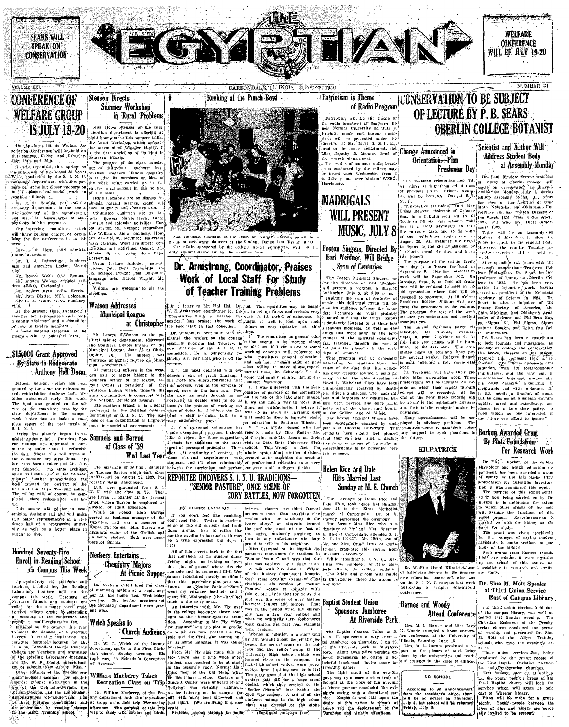SEARS WILL SPEAK ON CONSERVATION

# THE EGYPTIAN

WELFARE CONFERENCE WILL BE JULY 19-20

VOLUME XXI | CARBONDALE, ILLINOIS, JUNE 28, 1940 | NUMBER 31

## CONFERENCE OF WELFARE GROUP IS JULY 19-20

The Southern Illinois Welfare Association Conference will be held on this campus, Friday and Saturday, July 19th and 20th.

It was organized this spring as an outgrowth of the School of Social Work, conducted by the S. I. N. U. Sociology Department, with the purpose of promoting closer cooperation of all phases of social work in Southern Illinois.

Dr. R. D. Bowden, head of the sociology department, is the executive secretary of the organization, and Mr. Paul Nonnberger of Murphysboro is the treasurer.

The steering committee, which will have general charge of organizing for the conference, is as follows:

Miss Edith Hess, relief administrator, Jonesboro.

Mr. L. J. Beisswinger, business man and American Legion, Mound City.

Mr. Roscoe Webb, OAA, Benton.

Mr. Winton Walkup, crippled children (Elks), Carbondale.

Mr. Delbert Ryan, WPA, Herrin.

Mr. Paul Blatter, NYA, Golconda.

Mr. H. R. Wolfe, WPA, Pinckneyville.

At the present time, twenty-eight counties are represented, each with a county chairman and a committee of five to twelve members.

A more detailed statement of the program will be published later.

## $15,000 Grant Approved By State to Redecorate Anthony Hall Dorm.

Fifteen thousand dollars has been granted by the state for redecoration and refurnishing Anthony Hall, Mr. Miles announced early this week. The fund was granted on the advice of the committee sent by the state department to the campus week before last to make a complete report of the real needs of S. I. N. U.

Action has already begun to remodel Anthony hall. President Roscoe Pulliam has appointed a committee to make plans to refurnish the hall. Those who will serve on the committee are Miss Julia Barber, Miss Sarah Baker and Mr. Burnett Shryock. The state architect office will take care of the redecorations. Another appropriation has been granted for rewiring of the hall and the Allyn Training school. The rewiring will, of course, be completed before redecoration will begin.

This money will go far in modernizing Anthony hall and will make it a better representative of a residence hall of a progressive university as well as a better place in which to live.

## Hundred Seventy-Five Enroll in Reading School on Campus This Week

Approximately 175 students and teachers enrolled for the Reading Laboratory Institute held on the campus this week. Teachers of Southern Illinois and students enrolled for the summer term could receive college credit by attending all sessions of the conference and paying a small registration fee.

Initiated on the campus this year to meet the demand of a growing interest in reading instruction, the Institute featured lectures by Dr. Ullin W. Leavell of George Peabody College for Teachers and originator of the Reading Laboratory Institute, and Dr. W. P. Daniel, superintendent of schools, New Albany, Miss.

Other features of the five-day program included seminars for special interest groups; instruction in the use of the Ophthalm-O-Graph, the Metron-O-Scope, and the audiometer; demonstrations of audio-visual aids by Erpi Pictures consultants; and demonstrations by reading classes in the Allyn Training school.

## Stenson Directs Summer Workshop in Rural Problems

Miss Helen Stenson of the rural education department is offering an eight hour course this summer called the Rural Workshop, which meets in the basement of Wheeler library. It is the first workshop of its kind in Southern Illinois.

The purpose of the class, consisting of thirty-four teachers from fourteen southern Illinois counties, is to give its members an idea of the work being carried on in the various rural schools in this section of the state.

Helpful exhibits are on display including natural science, social science, language and creative arts.

Committee chairmen are as follows: Bowers, Mamie Hertz, Anna; campus and calendar activities, Harold Wright, Mt. Vernon; excursions, Lee Williams, Anna; publicity, Howard Abernathie, McClure; materials, Mary Dawson, West Frankfort; construction and activities, Geneva McMasion, Sparta; typing, John Peps, Carterville.

Group leaders include: natural science, John Peps, Carterville; social science, Dwight Teel, DuQuoin; language arts, Harold Wright, Mt. Vernon.

Visitors are welcome to all the meetings.

## Watson Addresses Municipal League at Christopher

Mr. George H. Watson, of the political science department, addressed the Southern Illinois branch of the Municipal League, June 26, at Christopher, Ill. His subject was "Sources of Expert Advice on Municipal Government."

All municipal officers in the western half of Egypt belong to the southern branch of the league. Eugene Crane is president of the southern branch, through which the state organization is connected with the National Municipal League.

The southern branch is in a sense sponsored by the Political Science department of S. I. N. U. The purpose of the organization is improvement in municipal government.

## Samuels and Barron of Class of '39 Wed Last Year

The marriage of Antonia Samuels to Thomas Barron which took place in Missouri on August 26, 1939, has recently been announced.

Both were graduated from S. I. N. U. with the class of '39. They are living in Ziegler at the present time, where Barron is employed as director of adult education.

While in school here Barron served as business manager of the Egyptian, and was a member of Kappa Phi Kappa. Mrs. Barron was associate editor of the Obelisk and an honor student. Both were members of Sphinx.

## Neckers Entertains Chemistry Majors At Picnic Supper

Dr. Neckers entertained the class of chemistry majors at a picnic supper at his home last Wednesday evening. The faculty members of the chemistry department were present also.

## Welch Speaks to Church Audience

Dr. W. B. Welch of the Botany department spoke at the First Christian church Sunday evening. His topic was, "A Scientist's Conception of Heaven."

## Williams Marberry Takes Recreation Class on Trip

Mr. William Marberry, of the Botany department took the recreation group on a field trip Wednesday afternoon. The purpose of the trip was to study wild flowers and birds.

## Rushing at the Punch Bowl

Mae Rushing, assistant to the Dean of Women, serving punch to a group of over-warm dancers at the Student Dance last Friday night. The affair, sponsored by the college social committee, will be the only student dance during the summer term.

## Dr. Armstrong, Coordinator, Praises Work of Local Staff For Study of Teacher Training Problems

In a letter to Mr. Hal Hall, Dr. W. E. Armstrong, coordinator for the "Cooperative Study of Teacher Education," has praised the work of the local staff in that connection.

Dr. William B. Schneider, who explained the project on the college assembly program last Tuesday, is now chairman of the S. I. N. U. committee. He is temporarily replacing Mr. Hal Hall, who is off the campus.

1. I am most delighted with evidences I saw of group thinking. I am more and more convinced that one of the best means to achieve the progress, even at the expense of speed, pays in the long run. People grow as much through an opportunity to decide what to do as through the process of working out ways of doing it. I believe the Carbondale staff is doing both in a very satisfactory way.

2. The personnel committee has made exceptional progress. I should like to repeat the three suggestions I made for additions to the statement of personnel principles. These are: (1) continuity of contact, (2) close personal acquaintance with students, and (3) close relationship between the curriculum and personnel. This committee may be tempted to set up aims and records very early in its period of existence. It might be well to look upon such things as very tentative at this time.

3. The committee on general education seems to be moving along sound lines. If it can arrive at some working consensus with reference to what constitutes general education, and can get a small staff of persons willing to move along experimental lines, Dr. Schneider can do some preliminary planning during the summer workshop.

4. I was impressed with the seriousness of purpose of the committee on the use of the laboratory school. If we can find a way to work this thing out satisfactorily, I believe it will do as much as anything else that could be done to improve teacher education in Southern Illinois.

5. I was highly pleased with the reports made by Miss Smith, Mr. McCreight, and Mr. Logan on their visit to Ohio State University High School. This group, in fact the whole professional studies division, seemed to be attacking the problem of professional education in a very energetic and intelligent fashion.

## REPORTER UNCOVERS S. I. N. U. TRADITIONS— "SENIOR PASTURE", ONCE SCENE OF GORY BATTLES, NOW FORGOTTEN

BY EILEEN CAMERON

If you don't feel like rambling, don't read this. Trying to extricate some of the old customs and traditions around here is rather like hunting needles in haystacks. (It may be a trite expression but does it fit?)

All of this reverts back to the fact that somebody at the student dance Friday night, on looking out over the plot of ground where sits the flag pole and the renowned Civil War cannon mentioned, loosely mentioned, that this particular plot was once known as "Senior Pasture"—So-off went my reporter instinct and I spent till Wednesday (the deadline) tracking the story down.

An interview with Mr. Fly over in the college bookstore threw some light on the "Senior Pasture" tradition. According to Mr. Fly, "Senior Pasture" was the plot of ground on which are now located the flag pole and the Civil War cannon and as its name indicates, it was senior territory.

From Mr. Fly also came this tidbit: There was a time when every student was required to be at study in the assembly room, Normal Hall, third floor of the Old Main, when he didn't have a class. Carter's and Student Center were unheard of—and "jelling" was virtually unknown. As for loitering on the campus (or off) with one's best girl—well, one just didn't. (We are living in a new era!)

Students passing through the halls between classes resembled closed monasteries more than anything else—what with "the watch-dog of the lower story," as students termed the prof who stood at the foot of the stairs, anxiously awaiting to turn in any unfortunate who happened to talk to his neighbor.

Miss Crawford of the English department remembers the tradition of "Senior Pasture" and says that the plot was bordered by a huge chain.

A talk with Mr. John I. Wright of the history department brought forth some exciting stories of class rivalries. His version of "Senior Pasture" seems to coincide with that of Mr. Fly in that for years the plot was the scene of gory battles between juniors and seniors. That was in the period when the university was a two year college and what we ordinarily term sophomores were seniors and first year students were juniors.

Worthy of mention is a story told by Mr. Wright about the rivalry between the seniors group at the college and the senior group in the University High school which was located close to the campus. In fact high school seniors were pretty cocky; then—(nothing new, or is it?) The glory goes that the high school seniors held $35 for a huge stone obelisk which they erected on the "Senior Pasture" just behind the Civil War cannon. A roll of all the students' names in the high school class was chiseled on the stone.

(Continued on page four)

## Patriotism is Theme of Radio Program

Patriotism will be the theme of the radio broadcast of Southern Illinois Normal University on July 2. Patriotic music and famous quotations will be presented under the direction of Mr. David S. McIntosh, head of the music department, and Miss Dorothy R. Magnus, head of the speech department.

The series of summer radio broadcasts conducted by the college may be heard each Wednesday, from 2 to 2:30 p. m., over station WEBQ, Harrisburg.

## MADRIGALS WILL PRESENT MUSIC, JULY 8

### Boston Singers, Directed By Earl Weidner, Will Bridge Span of Centuries

The Boston Madrigal Singers, under the direction of Earl Weidner will present a program in Shryock Auditorium July 8, at 8:00 p. m.

Bridging the span of centuries in music, this delightful group will enable its audience to hear the songs that Leonardo da Vinci probably hummed and that Sir Isaac Newton undoubtedly listened to in their less strenuous moments, as well as the songs that were sung by the forerunners of the musical companies that travelled through the west to entertain the pioneers in the early days of America.

This program will be especially interesting for students here because of the fact that this college has only recently formed a madrigal group under the able direction of Floyd V. Wakeland. They have been enthusiastically received by Southern Illinois audiences. The madrigal, lost and forgotten for centuries, has now been revived and once again holds all of the charm and beauty of the Golden Age of Music.

The Boston Madrigal Singers have been successfully engaged by such places as Harvard University. The students here should feel pleased that they can hear such a distinctive program as one of the series of entertainments to be presented here this summer.

## Helen Rice and Dale Hitts Married Last Sunday at M. E. Church

The marriage of Helen Rice and Dale Hitts, took place last Sunday, June 23, in the First Methodist church of Carbondale. Dr. M. S. Harvey performed the ceremony.

The former Miss Rice, who is a daughter of Mr. and Mrs. Sherman B. Rice of Carbondale, attended S. I. N. U. in 1936-37. Mr. Hitts, son of Mr. and Mrs. Claud Hitts of Christopher, graduated this spring from Missouri University.

While attending S. I. N. U., Mrs. Hitts was employed by Miss Marjorie Shank, the college registrar.

The bride and groom will reside in Christopher where the groom is employed.

## Baptist Student Union Sponsors Jamboree At Riverside Park

The Baptist Student Union of S. I. N. U. sponsored a very successful Jamboree on Thursday, June 20, at the Riverside park in Murphysboro. About two hundred persons enjoyed themselves by eating a delightful lunch and playing many interesting games.

The highlight of the evening gave way to a more serious tradition thought at the close of the evening as those present concluded the evening's outing with a devotional service. Emphasis was laid upon the desire of this nation to remain at peace and the deplorement of the European and Asiatic situations.

## CONSERVATION TO BE SUBJECT OF LECTURE BY P. B. SEARS OBERLIN COLLEGE BOTANIST

### Scientist and Author Will Address Student Body at Assembly Monday

Dr. Paul Bigelow Sears, professor of botany at Oberlin College, will speak on conservation in Shryock Auditorium Monday, July 1, during college assembly period. Dr. Sears has been on the faculties of Ohio State, Nebraska, and Oklahoma Universities and has written Deserts on the March, 1935, "This is Our World," 1937, and Who Are These Americans? 1939.

There will be an assembly on Monday of this week to allow Dr. Sears to speak to the student body. However, the regular Tuesday assembly exercises will be held as usual.

After spending two years with the research organization Teachers College (Columbia), Dr. Sears became professor of botany at Oberlin College in 1938. He has been very active in scientific work, having served as president of the Nebraska Academy of Science in 1924. Dr. Sears is also a member of the Botany Society of America, the Ohio, Michigan, and Oklahoma Academies of Science, and Phi Beta Kappa, Sigma Xi, Phi Sigma, Sigma Gamma Epsilon, and Delta Tau Delta fraternities.

Dr. Sears has been a contributor to both journals and magazines, especially on ecology and conservation. His books, "Deserts on the March," received this comment from a reviewer: "Dr. Sears presents the situation, with its social-economic implications, and the way out in non-technical language, always simple, often dramatic, abounding in memorable and witty epigrams. It is not merely a prophet of doom, but he does sound a solemn warning against greed and expediency, and pleads for a long time policy. A book which no one interested in the future can afford to ignore."

## Change Announced in Orientation—Plan Freshman Day

The freshman orientation next fall will differ slightly from that of previous years. Friday, August 30, will be Freshman Day at S. I. N. U.

"Pre-pective freshmen," said Miss Emma Bowyer, chairman of Orientation, in a bulletin sent out to all Southern Illinois high schools, "will find it a great advantage to take the entrance tests and to do some of the preliminary registration on August 30. All freshmen are urged to report to the old gymnasium by 9 o'clock, spend the day, and bring box lunch."

The purpose of the earlier freshman day is to lessen the load on September 9. Regular orientation week will be September 9-12. On Monday, Sept. 9, at 7:00 all freshmen will be required to meet in the old gymnasium where they will be assigned to sponsors. At 8 o'clock President Roscoe Pulliam will welcome the newcomers to the campus. The program the rest of the week includes pre-registration and medical examinations.

The annual freshman party is scheduled for Tuesday evening, Sept. 10, from 7 o'clock to 9. At this time new games will be introduced to the freshmen. The committee plans to continue these parties several weeks. Rodgers theatre is again offering a free movie this year.

All freshmen will have their pictures taken during orientation week. These photographs will be mounted on records on which their grades through college will be recorded. At the end of the year these records will be given to the sophomore advisors and then to the students' major department.

Many upperclassmen will be employed in advisory positions. The committee hopes to gain their voluntary support in such programs in the future.

KILPATRICK

Dr. William Heard Kilpatrick, one of half-dozen leaders in the progressive education movement, who was on the S. I. N. U. campus last week addressing a summer educational conference.

## Barnes and Woody Attend Conference

Mrs. M. L. Barnes and Miss Lucy K. Woody attended a home economics conference at the University of Illinois, Saturday, June 15.

Mrs. M. L. Barnes presented a report on the phases of work being done by the universities and teachers' colleges in the state of Illinois.

**NO SCHOOL**

According to an announcement from the president's office, there will be no school on Thursday, July 4, but school will be resumed Friday, July 5.

## Borkon Awarded Grant By Plotz Foundation For Research Work

Dr. Eli L. Borkon, of the college physiology and health education department, has been awarded a grant of money by the Ella Sachs Plotz Foundation for Scientific Investigation, it was announced this week.

The purpose of this experimental study now being carried on by Dr. Borkon is to determine the extent to which other organs of the body will assume the functions of diseased organs. Experimentation is carried on with the kidney as the basic organ.

The grant was given specifically for the purpose of paying student assistants to make sections of portions of the kidney.

Such grants from Eastern foundations are seldom, if ever, awarded to any school of this nature not specializing in research and graduate study.

## Dr. Sina M. Mott Speaks at Third Union Service East of Campus Library

The third union service, held east of the campus library, was well attended last Sunday evening. The Christian Endeavor of the Presbyterian church conducted the period of worship and presented Dr. Sina M. Mott of the Allyn Training schools, who gave the evening's address.

These union services are being conducted by the young people of the First Baptist, Christian, Methodist, and Presbyterian churches.

Next Sunday, June 30, at 6:30 p. m., the young people's group of the First Baptist church will lead the services which will again be held east of Wheeler library.

Plans will be made for a group picnic. Young people between the ages of nine and ninety are cordially invited to be present.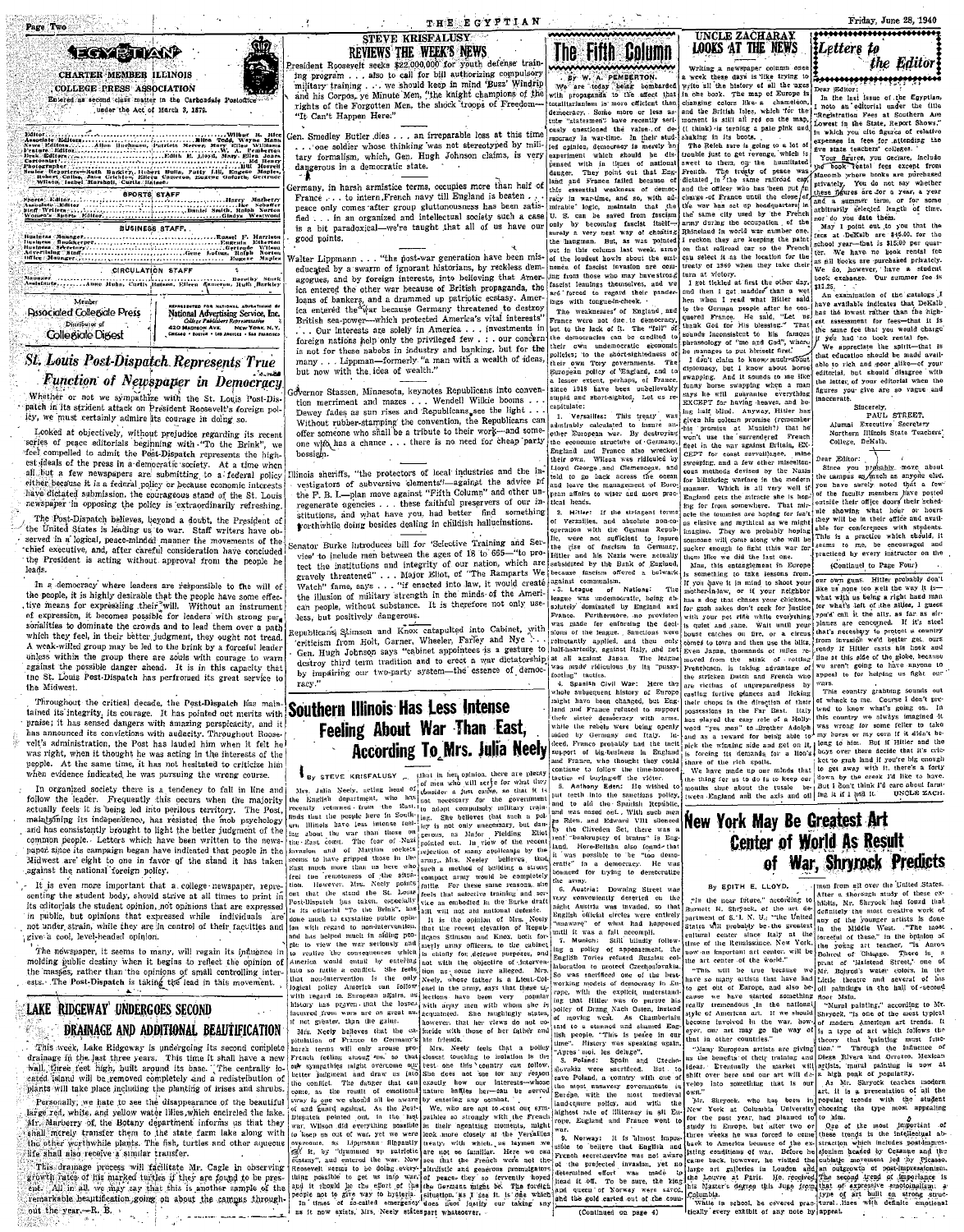# EGYPTIAN

CHARTER MEMBER ILLINOIS

COLLEGE PRESS ASSOCIATION

Entered as second class matter in the Carbondale Postoffice under the Act of March 3, 1879.

Editor ... Wilbur R. Rice
Associate Editors ... Elma Todd, Wayne Mann
News Editors ... Allen Buchanan, Patricia Merrer, Mary Ellen Williams
Feature Editor ... W. A. Pemberton
Desk Editors ... Edith E. Lloyd, Mary Ellen Jones
Cartoonist ... Ed Jones
Photographer ... Bill Herrell
Senior Reporters—Ruth Barkley, Hubert Bulla, Patty Hill, Eugene Maples, Robert Collins, Jane Crichton, Eileen Cameron, Eugene Goforth, Gertrude Wilson, Isabel Marshall, Curtis Heinen.

SPORTS STAFF

Sports Editor ... Harry Marberry
Associate Editor ... Dee Schaefer
Staff Writers ... Daniel Smith, Ralph Norton
Women's Sports Editor ... Gladys Westwood

BUSINESS STAFF

Business Manager ... Russel F. Harrison
Business Bookkeeper ... Eugenia Etherton
Business Advisory ... Gertrude Wilson
Advertising Manager ... Gene Loftus, Ralph Norton
Office Manager ... Eugene Maples

CIRCULATION STAFF

Manager ... Dorothy Stark
Assistants ... Anne Hohs, Curtis Heinen, Eileen Cameron, Ruth Barkley

Member Associated Collegiate Press

Distributor of Collegiate Digest

REPRESENTED FOR NATIONAL ADVERTISING BY National Advertising Service, Inc. College Publishers Representative 420 MADISON AVE. NEW YORK, N.Y. CHICAGO • BOSTON • LOS ANGELES • SAN FRANCISCO

## St. Louis Post-Dispatch Represents True Function of Newspaper in Democracy

Whether or not we sympathize with the St. Louis Post-Dispatch in its strident attack on President Roosevelt's foreign policy, we must certainly admire its courage in doing so.

Looked at objectively, without prejudice regarding its recent series of peace editorials beginning with "To the Brink", we feel compelled to admit the Post-Dispatch represents the highest ideals of the press in a democratic society. At a time when all but a few newspapers are submitting to a federal policy either because it is a federal policy or because economic interests have dictated submission, the courageous stand of the St. Louis newspaper in opposing the policy is extraordinarily refreshing.

The Post-Dispatch believes, beyond a doubt, the President of the United States is leading us to war. Staff writers have observed in a logical, peace-minded manner the movements of the chief executive, and, after careful consideration have concluded the President is acting without approval from the people he leads.

In a democracy where leaders are responsible to the will of the people, it is highly desirable that the people have some effective means for expressing their will. Without an instrument of expression, it becomes possible for leaders with strong personalities to dominate the crowds and to lead them over a path which they feel, in their better judgment, they ought not tread. A weak-willed group may be led to the brink by a forceful leader unless within the group there are souls with courage to warn against the possible danger ahead. It is in this capacity that the St. Louis Post-Dispatch has performed its great service to the Midwest.

Throughout the critical decade, the Post-Dispatch has maintained its integrity, its courage. It has pointed out merits with praise; it has sensed dangers with amazing perspicacity, and it has announced its convictions with audacity. Throughout Roosevelt's administration, the Post has lauded him when it felt he was right, when it thought he was acting in the interests of the people. At the same time, it has not hesitated to criticize him when evidence indicated he was pursuing the wrong course.

In organized society there is a tendency to fall in line and follow the leader. Frequently this occurs when the majority actually feels it is being led into perilous territory. The Post, maintaining its independence, has resisted the mob psychology and has consistently brought to light the better judgment of the common people. Letters which have been written to the newspaper since its campaign began have indicated that people in the Midwest are right in line with the stand it has taken against the national foreign policy.

It is even more important that a college newspaper, representing the student body, should strive at all times to print in its editorials the student opinion, not opinions that are expressed in public, but opinions that expressed while individuals are not under strain, while they are in control of their faculties and give a cool, level-headed opinion.

The newspaper, it seems to many, will regain its influence in molding public destiny when it begins to reflect the opinion of the masses, rather than the opinions of small controlling interests. The Post-Dispatch is taking the lead in this movement.

## LAKE RIDGEWAY UNDERGOES SECOND DRAINAGE AND ADDITIONAL BEAUTIFICATION

This week, Lake Ridgeway is undergoing its second complete drainage in the last three years. This time it shall have a new wall, three feet high, built around its base. The centrally located island will be removed completely and a redistribution of plants will take place including the planting of irises and shrubs.

Personally, we hate to see the disappearance of the beautiful large red, white, and yellow water lilies which encircled the lake. Mr. Marberry of the Botany department informs us that they shall merely transfer them to the state farm lake along with the other worthwhile plants. The fish, turtles and other aqueous life shall also receive a similar transfer.

This drainage process will facilitate Mr. Cagle in observing growth rates of his marked turtles if they are found to be present. All in all, we may say that this is another sample of the remarkable beautification going on about the campus throughout the year.—R. B.

## STEVE KRISFALUSY REVIEWS THE WEEK'S NEWS

President Roosevelt seeks $22,000,000 for youth defense training program . . . also to call for bill authorizing compulsory military training . . . we should keep in mind 'Buzz' Windrip and his Corpos, ye Minute Men, "the knight champions of the rights of the Forgotten Men, the shock troops of Freedom—'It Can't Happen Here."

Gen. Smedley Butler dies . . . an irreparable loss at this time . . . one soldier whose thinking was not stereotyped by military formalism, which, Gen. Hugh Johnson claims, is very dangerous in a democratic state.

Germany, in harsh armistice terms, occupies more than half of France . . . to intern French navy till England is beaten . . . peace only comes after group gluttonousness has been satisfied . . . in an organized and intellectual society such a case is a bit paradoxical—we're taught that all of us have our good points.

Walter Lippmann . . . "the post-war generation have been miseducated by a swarm of ignorant historians, by reckless demagogues, and by foreign interests, into believing that America entered the other war because of British propaganda, the loans of bankers, and a drummed up patriotic ecstasy. America entered the War because Germany threatened to destroy British sea-power—which protected America's vital interests" . . . Our interests are solely in America . . . investments in foreign nations help only the privileged few . . . our concern is not for these nabobs in industry and banking, but for the many . . . Lippman—formerly "a man with a wealth of ideas, but now with the idea of wealth."

Governor Stassen, Minnesota, keynotes Republicans into convention merriment and mazes . . . Wendell Willkie booms . . . Dewey fades as sun rises and Republicans see the light . . . Without rubber-stamping the convention, the Republicans can offer someone who shall be a tribute to their work—and someone who has a chance . . . there is no need for cheap party bossism.

Illinois sheriffs, "the protectors of local industries and the investigators of subversive elements"—against the advice of the F. B. I.—plan move against "Fifth Column" and other unregenerate agencies . . . these faithful preservers of our institutions, and what have you, had better find something worthwhile doing besides dealing in childish hallucinations.

Senator Burke introduces bill for 'Selective Training and Service' to include men between the ages of 18 to 65—"to protect the institutions and integrity of our nation, which are gravely threatened" . . . Major Eliot, of "The Ramparts We Watch" fame, says . . . "if enacted into law, it would create the illusion of military strength in the minds of the American people, without substance. It is therefore not only useless, but positively dangerous.

Republicans Stimson and Knox catapulted into Cabinet, with criticism from Holt, Garner, Wheeler, Farley and Nye . . . Gen. Hugh Johnson says "cabinet appointees is a gesture to destroy third term tradition and to erect a war dictatorship by impairing our two-party system—the essence of democracy."

## Southern Illinois Has Less Intense Feeling About War Than East, According To Mrs. Julia Neely

BY STEVE KRISFALUSY

Mrs. Julia Neely, acting head of the English department, who has recently returned from the East, finds that the people here in Southern Illinois have less intense feeling about the war than those on the East coast. The fear of Nazi invasion and of Martian rockets seems to have gripped those in the East much more than us here who feel the remoteness of the situation. However, Mrs. Neely points out that the stand the St. Louis Post-Dispatch has taken, especially in its editorial "To the Brink", has done much to crystalize public opinion with regard to non-intervention, and has helped much in aiding people to view the war seriously and to realize the consequences should America enter.

[...] that in her opinion, there are plenty of men who will serve for what they consider a just cause, so that it is not necessary for the government to adopt compulsory military training. She believes that such a plan is not only unnecessary, but dangerous, as Major Fielding Eliot pointed out. In view of the recent rejection of many applicants by the army, Mrs. Neely believes that such a method of building a strong compact army would be completely futile. For these same reasons, she feels that selective training and service as embodied in the Burke draft bill will not aid national defense.

It is the opinion of Mrs. Neely that the recent elevation of Republicans Stimson and Knox, both formerly army officers, to the cabinet is chiefly for defense purposes, and not with the objective of intervention as some have alleged. Mrs. Neely, whose father is a Lieut.-Colonel in the army, says that these selections have been very popular with army men with whom she is acquainted. She laughingly states, however, that her views do not coincide with those of her father and his friends.

Mrs. Neely feels that a policy closer leading to isolation is the best one this country can follow. She does not see for any reason exactly how our interests—whose nature battles her—can be served by entering any combat.

We, who are not to cast our sympathies so strongly with the French in their speaking moments, ought to look more closely at the Versailles treaty, with which, as laymen we are not so familiar. Here we can see that the French people do not demand the Germans might be. The foreign situation, as I see it, is one which does not justify our taking any [...]

Mrs. Neely believes that the capitulation of France to Germany's harsh terms will only arouse pro-French feeling among us, so that our sympathies might overcome our better judgment and draw us into the conflict. The danger that can come, as the result of emotional sway is one we should all be aware of and guard against. As the Post-Dispatch pointed out, in the last war, Wilson did everything possible to keep us out of war, yet we were overcome. As Lippmann flippantly put it, by "drummed up patriotic ecstasy", and entered the war. Now Roosevelt seems to be doing everything possible to keep us into war, and it should be the effort of the people not to give way to hysteria.

In times of so-called emergency as it now exists, Mrs. Neely states part whatsoever.

## The Fifth Column

BY W. A. PEMBERTON

We are today being bombarded with propaganda to the effect that totalitarianism is more efficient than democracy. Some more or less astute "statesmen" have recently seriously questioned the value of democracy in war-time. In their studied opinion, democracy is merely an experiment which should be dispensed with in times of national danger. They point out that England and France failed because of this essential weakness of democracy in war-time, and by this admirable logic, maintain that the U. S. can be saved from fascism only by becoming fascist itself—surely a very neat way of cheating the hangman. But, as was pointed out in this column last week, some of the loudest howls about the eminence of fascist invasion are coming from those who may have strong fascist leanings themselves, and we are forced to regard their pleadings with tongue-in-cheek.

The weaknesses of England and France were not due to democracy, but to the lack of it. The "fall" of the democracies can be credited to their own undemocratic economic policies; to the short-sightedness of their own Tory governments. The European policy of England, and to a lesser extent, perhaps, of France, since 1918 have been unbelievably stupid and short-sighted. Let us recapitulate:

1. Versailles: This treaty was admittedly calculated to insure another European war. By destroying the economic structure of Germany, England and France also wrecked their own. Wilson was ridiculed by Lloyd George and Clemenceau, and told to go back across the ocean and leave the management of European affairs to wiser and more practical heads.

2. Hitler: If the stringent terms of Versailles, and absolute non-co-operation with the German Republic, were not sufficient to insure the rise of fascism in Germany, Hitler and his Nazis were actually subsidized by the Bank of England, because fascism offered a bulwark against communism.

3. League of Nations: The league was undemocratic, being absolutely dominated by England and France. Furthermore, no provision was made for enforcing the decisions of the league. Sanctions were infrequently applied, and then only half-heartedly, against Italy, and not at all against Japan. The league was made ridiculous by its "pussy-footing" tactics.

4. Spanish Civil War: Here the whole subsequent history of Europe might have been changed, but England and France refused to support their sister democracy with arms, while the rebels were being openly aided by Germany and Italy. Indeed, France probably had the tacit support of big-business in England and France, who thought they could continue to follow the time-honored tactics of buying-off the victor.

5. Anthony Eden: He wished to put teeth into the sanctions policy, and to aid the Spanish Republic, and was eased out. With such men as Eden, and Edward VIII silenced by the Cliveden Set, there was a sudden "bankruptcy of brains" in England. Hore-Belisha also found that it is possible to be "too democratic" in a democracy. He was bounced for trying to democratize the army.

6. Austria: Downing Street was very conveniently deserted on the night Austria was invaded, so that English official circles were entirely "unaware" of what had happened until it was a fait accompli.

7. Munich: Still blindly following a policy of appeasement, the English Tories refused Russian collaboration to protect Czechoslovakia. She was sacrificed one of the hardworking models of democracy in Europe, with the explicit understanding that Hitler was to pursue his policy of Drang Nach Osten, instead of moving west. As Chamberlain said to a stunned and shamed English people, "This is peace in our time". History was speaking again, "Apres moi, les deluge".

8. Poland: Spain and Czechoslovakia were sacrificed. But to save Poland, a country with one of the most unsavory governments in Europe, with the most medieval land-tenure policy, and with the highest rate of illiteracy in all Europe, England and France went to war.

9. Norway: It is almost impossible to believe that English and French secret-service was not aware of the projected invasion, yet no determined effort was made to head it off. To be sure, the king and queen of Norway were saved, and the gold carted out of the coun-

(Continued on page 4)

## UNCLE ZACHARAY LOOKS AT THE NEWS

Writing a newspaper column once a week these days is like trying to write all the history of all the ages in one book. The map of Europe is changing colors like a chameleon, and the British Isles, which for the moment is still all red on the map, (I think) is turning a pale pink and shaking in its boots.

The Reich sure is going to a lot of trouble just to get revenge, which is sweet to them, on the humiliated French. The treaty of peace was dictated in the same railroad car, and the officer who has been put in charge of France until the close of the war has set up headquarters in the same city used by the French army during the occupation of the Rhineland in world war number one. I reckon they are keeping the paint on that railroad car so the French can select it as the location for the treaty of 1960 when they take their turn at victory.

I got tickled at first the other day, and then I got madder than a wet hen when I read what Hitler said to the German people after he conquered France. He said, "Let us thank God for His blessing." That sounds inconsistent to his famous phraseology of "me and God", where he manages to put himself first.

I don't claim to know much about diplomacy, but I know about some funny horse swapping when a man says he will guarantee everything EXCEPT for having horses, and he lets it fall blind. Anyway, Hitler has given his solemn promise (remember his promise at Munich?) that he won't use the surrendered French fleet in the war against Britain, EXCEPT for coast surveillance, mine sweeping, and a few other miscellaneous methods devised by the Nazis for blitzkrieg warfare in the modern manner. Which is all very well if England gets the miracle she is hoping for from somewhere. That miracle the lunaties are hoping for isn't as elusive and mythical as we might imagine. They are probably hoping someone will come along who will be sucker enough to fight this war for them like we did the last one.

Man, this entanglement in Europe is something to take lessons from. If you have it in mind to shoot your mother-in-law, or if your neighbor has a dog that chases your chickens, for gosh sakes don't reach for justice with your pet rifle while everything is quiet and sane. Wait until your house catches on fire, or a circus comes to town and then go the limit. Even Japan, thousands of miles removed from the stink of rotting Frenchmen, is taking advantage of the stricken Dutch and French who are victims of unpreparedness by casting furtive glances and licking their chops in the direction of their possessions in the Far East. Italy has played the easy role of a Hollywood "yes man" to Brother Adolph and as a reward for being able to pick the winning side and get on it, is forcing its demands for a lion's share of the rich spoils.

We have made up our minds that the thing for us to do is to keep our mouths shut about the tussle between England and all the axis and all our own guns. Hitler probably don't like us none too well the way it is—what with us being a right hand man for what's left of the allies, I guess you'd call it the ally, as far as airplanes are concerned. If it's steel that's necessary to protect a country from invasion we'd better get ours ready if Hitler casts his hook and line at this side of the globe, because we aren't going to have anyone to appeal to for helping us fight our wars.

This country grabbing sounds out of whack to me. Course I don't pretend to know what's going on. In this country we always imagined it was wrong for some feller to take my horse or my cow if it didn't belong to him. But if Hitler and the boys over there decide that it's cricket to grab land if you're big enough to get away with it, there's a forty down by the creek I'd like to have. But I don't think I'd care about farming it if I had it. UNCLE ZACH.

## New York May Be Greatest Art Center of World As Result of War, Shryrock Predicts

By EDITH E. LLOYD.

"In the near future," according to Burnett H. Shryock, of the art department of S. I. N. U., "the United States will probably be the greatest cultural center since Italy at the time of the Renaissance. New York, already an important art center, will be the art center of the world."

"This will be true because we have so many artists that have had to get out of Europe, and also because we have started something really tremendous in the national style of American art. If we should become involved in the war, however, our art may go the way of that in other countries."

"Many European artists are giving us the benefits of their training and ideas. Eventually the market will shift over here and our art will develop into something that is our own."

Mr. Shryock, who has been in New York at Columbia University for the past year, had planned to study in Europe, but after two or three weeks he was forced to come back to America because of the existing conditions of war. Before he came home, however, he visited the large art galleries in London and the Louvre at Paris. He received his Master's degree this June from Columbia.

While in school, he covered practically every exhibit of any note by men from all over the United States. After a thorough study of these exhibits, Mr. Shryock has found that definitely the most creative work of any of the younger artists is done in the Middle West. "The most successful of these," in the opinion of the young art teacher, "is Aaron Bohrod of Chicago. There is a print of 'Halstead Street,' one of Mr. Bohrod's water colors, in the Little Theatre and several of his oil paintings in the hall of second floor Main.

"Mural painting," according to Mr. Shryock, "is one of the most typical of modern American art trends. It is a type of art which follows the theory that 'painting must function.'" Through the influence of Diego Rivera and Orozco, Mexican artists, mural painting is now at a high peak of popularity.

As Mr. Shryock teaches modern art, it is a presentation of all the popular trends with the student choosing the type most appealing to him.

One of the most important of these trends is the intellectual abstraction which includes post-impressionism headed by Cezanne and the cubistic movement led by Picasso. An outgrowth of post-impressionism. The second trend of importance is that of expressive emotionalism, a type of art built on strong structural lines with definite emotional appeal.

## Letters to the Editor

Dear Editor:

In the last issue of the Egyptian, I note an editorial under the title "Registration Fees at Southern Are Lowest in the State, Except One," in which you cite figures of relative expenses in fees for attending the five state teachers' colleges.

Your figures, you declare, include the book rental fee except from Macomb where books are purchased privately. You do not say whether these figures are for a year, a year and a summer term, or for some arbitrarily selected length of time, nor do you date them.

May I point out to you that the fees at DeKalb are $45.00 for the school year—that is $15.00 per quarter. We have no book rental fee as all books are purchased privately. We do, however, have a student book exchange. Our summer fee is $11.25.

An examination of the catalogs I have available indicates that DeKalb has the lowest rather than the highest assessment for fees—that it is the same fee that you would charge if you had no book rental fee.

We appreciate the spirit—that is that education should be made available to rich and poor alike—of your editorial, but should disagree with the letter of your editorial when the figures you give are so vague and inaccurate.

Sincerely,
PAUL STREET,
Alumni Executive Secretary
Northern Illinois State Teachers' College, DeKalb.

Dear Editor:

Since you probably move about the campus as much as anyone else, you have surely noted that a few of the faculty members have posted outside their office doors their schedule showing what hour or hours they will be in their office and available for conferences with students. This is a practice which should, it seems to me, be encouraged and practiced by every instructor on the

(Continued to Page Four)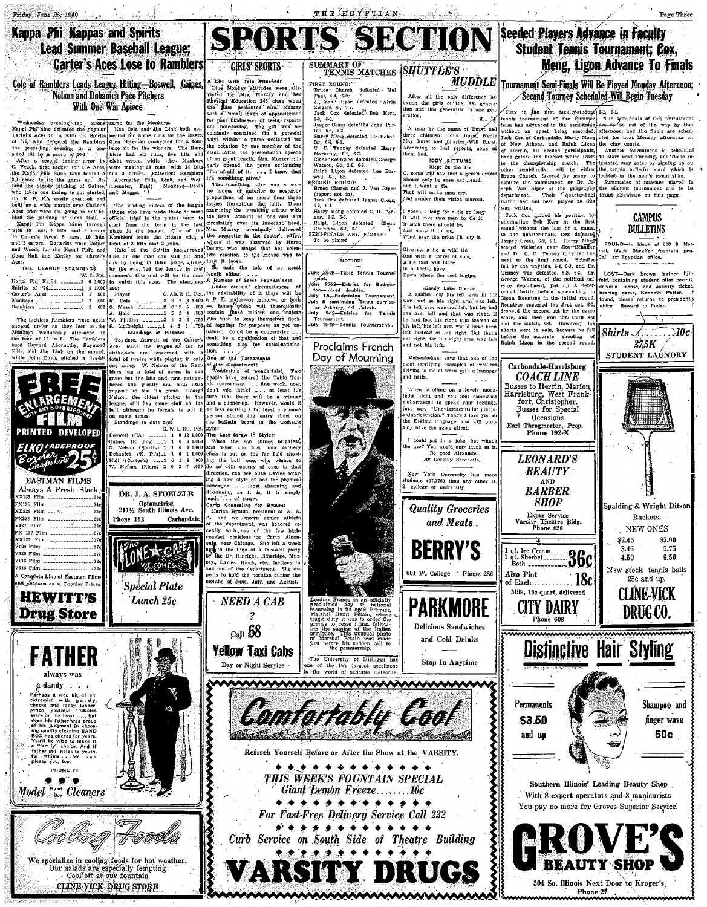# SPORTS SECTION

## Kappa Phi Kappas and Spirits Lead Summer Baseball League; Carter's Aces Lose to Ramblers

### Cole of Ramblers Leads League Hitting—Boswell, Gaines, Nelson and Dohanich Pace Pitchers With One Win Apiece

Wednesday evening the strong Kappi Phi nine defeated the popular Carter's Aces to tie with the Spirits of '76, who defeated the Ramblers the preceding evening in a one-sided tilt by a score of 26-1.

After a second inning error by C. Veach, first sacker for the Aces, the Kappi Phis came from behind a 3-0 score to tie the game up. Behind the steady pitching of Gaines, who takes one inning to get started, the K. P. K.'s easily overtook and built up a wide margin over Carter's Aces, who were not going so hot behind the pitching of Gene Hall.

Kappi Phi Kappa came through with 10 runs, 8 hits, and 2 errors to Carter's Aces' 5 runs, 10 hits, and 2 errors. Batteries were Gaines and Woods for the Kappi Phi's and Gene Hall and Kerley for Carter's Aces.

THE LEAGUE STANDINGS

| | W. | L. | Pct. |
|---|---|---|---|
| Kappi Phi Kappi | 2 | 0 | 1.000 |
| Spirits of '76 | 1 | 0 | 1.000 |
| Carter's Aces | 1 | 1 | .500 |
| Monkeys | 1 | 1 | .500 |
| Ramblers | 0 | 3 | .000 |

The luckless Ramblers were again snowed under as they lost to the Monkeys Wednesday afternoon to the tune of 19 to 6. The Rambler's used Howard Abernathy, Raymond Ellis, and Jim Link on the mound, while John Davis pitched a five-hit game for the Monkeys.

Ken Cole and Jim Link both connected for home runs for the losers. Glen Bateman connected for a four-base hit for the winners. The Ramblers had six runs, five hits and eight errors, while the Monkeys were making 19 runs, with 14 hits and 3 errors. Batteries: Ramblers—Abernathy, Ellis, Link, and Wellmuenster, Paul; Monkeys—Davis and Magge.

The leading hitters of the league (those who have made three or more official trips to the plate) seem to start from the team in the last place in the league. Cole of the Ramblers leads the hitters with a total of 3 hits and 2 runs.

Hale of the Spirits has proved that an old man can still hit and run by being in third place. Hale, by the way, led the league in last summer's tilts and will be the man to watch this year. The standings are:

| Player | G. | AB. | R. | H. | Pct. |
|---|---|---|---|---|---|
| K. Cole | 3 | 3 | 2 | 3 | 1.000 |
| G. Veach | 2 | 6 | 2 | 5 | .833 |
| A. Hale | 1 | 5 | 2 | 4 | .800 |
| W. Phillips | 2 | 4 | 3 | 3 | .750 |
| R. McCreight | 1 | 4 | 3 | 3 | .750 |

Standings of Pitchers

To date, Boswell of the Carter's Aces, leads the league as far as strike-outs are concerned with a total of twelve while playing in only one game. W. Nelson of the Ramblers has a total of seven in one game but the hits and runs outnumbered him greatly and with little support he lost his game. George Nelson, the oldest pitcher in the league, still has some stuff on the ball, although he forgets to put it on some times.

Standings to date are:

| | G. | W. | L. | SO. | Pct. |
|---|---|---|---|---|---|
| Boswell (CA) | 1 | 1 | 0 | 12 | 1.000 |
| Gaines (K Pi's) | 1 | 1 | 0 | 6 | 1.000 |
| G. Nelson (Spirits) | 1 | 1 | 0 | 4 | 1.000 |
| Dohanich (K Pi's) | 1 | 1 | 0 | 1 | 1.000 |
| Hall (Carter's) | 1 | 0 | 1 | 5 | .000 |
| W. Nelson (Riers) | 2 | 0 | 2 | 7 | .000 |

## GIRLS' SPORTS

**A Gift With Tale Attached!**

'Blue Monday' attitudes were alleviated for Mrs. Muzzey and her Physical Education 245 class when the class presented Mrs. Muzzey with a "small token of appreciation" for past kindnesses of tests, reports and note-taking. The gift was becomingly contained (in a pursefal way) within a purse dedicated for the occasion by one member of the class. After the presentation speech of no great length, Mrs. Muzzey eagerly opened the purse exclaiming "I'm afraid of it. . . . I know that it's something alive."

The something alive was a wee-lie mouse of anterior to posterior proportions of no more than three inches (forgetting the tail). Upon examining the trembling critter with the usual amount of ohs and ahs circulating over its innocent head, Mrs. Muzzey eventually delivered the mousette to the doctor's office, where it was observed by Nurse Denny, who stated that her scientific reaction to the mouse was to turn it loose.

So ends the tale of no great length either. . . .

**A Rumour of Some Foundations!**

Under certain circumstances of the advisability of it there will be a P. E. major—or minor—, or both —house which will theoretically contain those majors and minors who wish to keep themselves flocked together for purposes as yet unnamed. Could be a cooperative . . . could be a combination of that and something else for social-satisfaction. . . .

**One of the Tarnaments**

Of the Department:

Wonderfuls of wonderfuls! Two people have entered the Table Tennis tournament . . . fine work, now, don't you think? . . . at least it's sure that there will be a winner and a runner-up. However, would it be less exciting if at least one more person signed the entry sheet on the bulletin board in the women's gym?

**The Last Straw in Styles!**

When the sun shines brightest, and when the first hour archery class is out on the far field shooting the bull, one, who wishes to do so with energy of eyes in that direction, can see Miss Davies wearing a new style of hat for physical education . . . most charming and de-sunning as it is, it is simply made . . . of straw.

**Camp Counseling for Byaum!**

Marian Bynum, president of W. A. A., and well-known senior athlete of the department, was honored recently with one of the few high-counsel positions at Camp Algonquin, near Chicago. She left a week ago to the tune of a farewell party by the Dr. Hinrichs, Etheridge, Muzzey, Davies, Brock, etc., factions in and out of the department. She expects to hold the position during the months of June, July, and August.

## SUMMARY OF TENNIS MATCHES

FIRST ROUND:

Bruce Church defeated Mel Paul, 6-4, 6-0.

J. Van Riper defeated Alvin Ziegler, 6-, 7-5.

Jack Cox defeated Bob Kerr, 6-0, 6-0.

Jasper Cross defeated John Purtell, 6-4, 6-2.

Harry Meng defeated Ike Schaefer, 6-3, 6-3.

C. D. Tenney defeated Harry Marberry, 6-4, 6-3.

Glenn Rountree defeated George Watson, 6-3, 3-6, 6-3.

Ralph Ligon defeated Lee Boswell, 6-2, 6-2.

SECOND ROUND:

Bruce Church and J. Van Riper (report not in).

Jack Cox defeated Jasper Cross, 6-2, 6-1.

Harry Meng defeated C. D. Tenney, 6-2, 6-3.

Ralph Ligon defeated Glenn Rountree, 6-1, 6-1.

SEMI-FINALS AND FINALS:

To be played.

NOTICE!

June 24-28—Table Tennis Tournament.

June 25-28—Entries for Badminton—mixed doubles.

July 1-6—Badminton Tournament.

July 8 continuing—Extra curricular Archery, 4-5 o'clock.

July 8-12—Entries for Tennis Tournament.

July 15-19—Tennis Tournament.

## SHUTTLE'S MUDDLE

After all the only difference between the girls of the last generation and this generation is one generation.

A man by the name of Burst had three children: John Burst, Nellie May Burst and Charles Will Burst. According to last reports, none of them had.

IDDY SITTUMS

Blest Be the Tie

O, some will say that a gent's cravat Should only be seen not heard.
But I want a tie
That will make men cry,
And render their vision blurred.

I yearn, I long for a tie so loud It will take two men to tie it.
If such there should be,
Just show it to me,
What ever the price I'll buy it.

Give me a tie a wild tie
One with a barrel of sins,
A tie that will blaze
In a hectic haze
Down where the vest begins.

—Sandy Lake Breeze

A soldier lost his left arm in the war, and so his right arm was left. His left arm was not left but he had one arm left and that was right. If he had lost his right arm instead of his left, his left arm would have been left instead of his right. But that's not right, for his right arm was left and not his left.

Meisenheimer says that one of the most terrifying examples of reckless driving is me at work with a hammer and nails.

When strolling on a lovely moonlight night and you feel somewhat embarrassed to speak your feelings, just say, "Uneyfgssacratulmolpinoju-uisjaonicigniojoh." That's I love you in the Eskimo language, and will probably have the same effect.

I could put in a joke, but what's the use? You would only laugh at it.

Be good Alexander.

By Dorothy Sarchetto.

New York University has more students (37,376) than any other U. S. college or university.

## Proclaims French Day of Mourning

Leading France in an officially proclaimed day of national mourning is its aged Premier, Marshal Henri Petain, whose tragic duty it was to order the armies to cease firing, following the signing of the Italian armistice. This unusual photo of Marshal Petain was made just before his sudden call to the premiership.

The University of Michigan has one of the two largest specimens in the world of pallasite meteorite.

## Seeded Players Advance in Faculty Student Tennis Tournament; Cox, Meng, Ligon Advance To Finals

### Tournament Semi-Finals Will Be Played Monday Afternoon; Second Tourney Scheduled Will Begin Tuesday

Play in the first faculty-student tennis tournament of the Summer term has advanced to the semi-finals without an upset being recorded. Jack Cox of Carbondale, Harry Meng of New Athens, and Ralph Ligon of Herrin, all seeded participants, have gained the bracket which leads to the championship match. The other semi-finalist will be either Bruce Church, favored by many to capture the tournament, or Dr. Joseph Van Riper of the geography department. Their quarter-final match had not been played as this was written.

Jack Cox gained his position by eliminating Bob Kerr in the first round without the loss of a game. In the quarter-finals, Cox defeated Jasper Cross, 6-2, 6-1. Harry Meng scored victories over Ike Schaefer and Dr. C. D. Tenney to enter the next to the final round. Schaefer fell by the wayside, 6-4, 6-3, and Dr. Tenney was defeated, 6-2, 6-3. Dr. George Watson, of the political science department, put up a determined battle before succumbing to Glenn Rountree in the initial round. Rountree captured the first set, 6-3, dropped the second set by the same score, and then won the third set and the match, 6-3. However, his efforts were in vain, because he fell before the accurate shooting of Ralph Ligon in the second round, 6-1, 6-1.

The semi-finals of this tournament are to be out of the way by this afternoon, and the finals are scheduled for next Monday afternoon on the clay courts.

Another tournament is scheduled to start next Tuesday, and those interested may enter by signing up on the tennis bulletin board which is located in the men's gymnasium.

Summaries of matches played in the current tournament are to be found elsewhere on this page.

## CAMPUS BULLETINS

FOUND—In block of 600 S. Normal, black Sheaffer fountain pen. Call at Egyptian office.

LOST—Dark brown leather billfold, containing student pilot permit, driver's license, and activity ticket, bearing name, Kenneth Potter. If found, please return to president's office. Reward to finder.

---

**FREE ENLARGEMENT** WITH ANY 6 OR 8 EXPOSURE FILM PRINTED DEVELOPED

ELKO FADEPROOF Border Snapshots 25c

EASTMAN FILMS

Always A Fresh Stock

| | |
|---|---|
| XX135 Film | 54c |
| FX135 Film | 54c |
| XX828 Film | 23c |
| FX828 Film | 23c |
| V127 Film | 27c |
| FX 127 Film | 27c |
| XX127 Film | 27c |
| V120 Film | 27c |
| V620 Film | 27c |
| V116 Film | 32c |
| V616 Film | 32c |

A Complete Line of Eastman Films and Accessories at Popular Prices

**HEWITT'S Drug Store**

---

DR. J. A. STOELZLE
Optometrist
211½ South Illinois Ave.
Phone 112 Carbondale

---

The LONE STAR CAFE — WELCOME

Special Plate Lunch 25c

---

NEED A CAB ? Call 68

Yellow Taxi Cabs

Day or Night Service

---

Quality Groceries and Meats

**BERRY'S**

601 W. College Phone 286

---

**PARKMORE**

Delicious Sandwiches and Cold Drinks

Stop In Anytime

---

Shirts 10c
375K
STUDENT LAUNDRY

---

Carbondale-Harrisburg COACH LINE

Busses to Herrin, Marion, Harrisburg, West Frankfort, Christopher.
Busses for Special Occasions
Earl Throgmorton, Prop.
Phone 192-X

---

LEONARD'S BEAUTY AND BARBER SHOP

Expert Service
Varsity Theatre Bldg.
Phone 420

---

1 qt. Ice Cream
1 qt. Sherbet
Both ....... 36c

Also Pint of Each ....... 18c

Milk, 10c quart, delivered

**CITY DAIRY**

Phone 608

---

Spalding & Wright Ditson Rackets.

NEW ONES

| | |
|---|---|
| $2.45 | $5.00 |
| 3.45 | 5.75 |
| 4.50 | 9.50 |

New stock tennis balls 25c and up.

**CLINE-VICK DRUG CO.**

---

**FATHER** always was a dandy . . .

Perhaps a wee bit of an extremist with gaudy checks and fancy topper when youthful fancies were on the loose . . . but even his father was proud of his judgment in choosing quality cleaning BAND BOX has offered for years. You'll be wise to make it a "family" choice. And if father still holds to youthful whims . . . we can please you, too.

PHONE 79

Model Band Box Cleaners

---

Cooling Foods

We specialize in cooling foods for hot weather. Our salads are especially tempting
Cool off at our fountain

CLINE-VICK DRUG STORE

---

*Comfortably Cool*

Refresh Yourself Before or After the Show at the VARSITY.

THIS WEEK'S FOUNTAIN SPECIAL
Giant Lemon Freeze........10c

For Fast-Free Delivery Service Call 232

Curb Service on South Side of Theatre Building

**VARSITY DRUGS**

---

Distinctive Hair Styling

Permanents $3.50 and up

Shampoo and finger wave 50c

Southern Illinois' Leading Beauty Shop
With 8 expert operators and 3 manicurists
You pay no more for Groves Superior Service.

**GROVE'S BEAUTY SHOP**

304 So. Illinois Next Door to Kroger's
Phone 27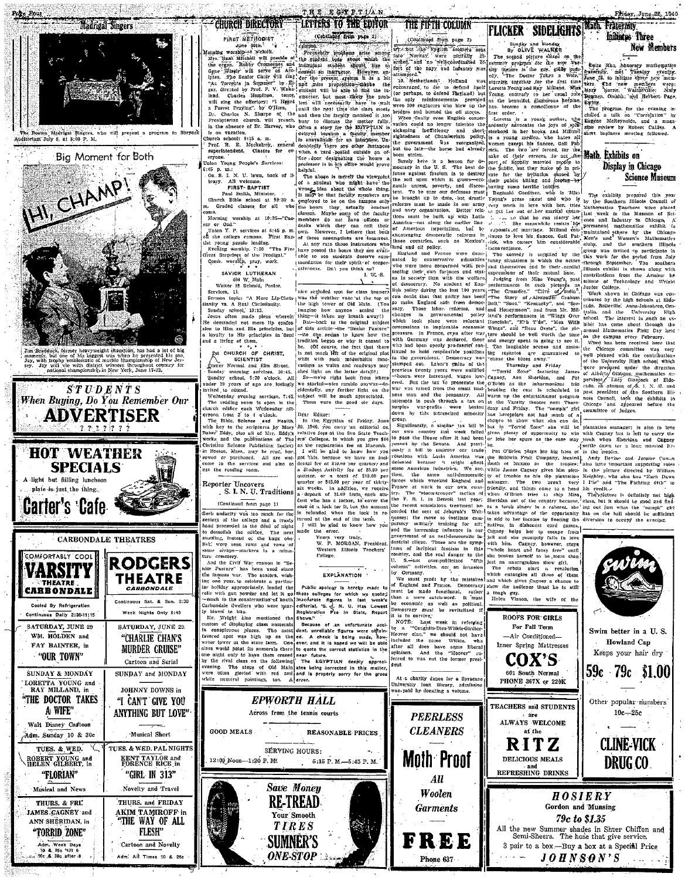## Madrigal Singers

The Boston Madrigal Singers, who will present a program in Shryock Auditorium July 8, at 8:00 P. M.

## Big Moment for Both

HI, CHAMP!

Jim Braddock, former heavyweight champion, has had a lot of big moments, but one of his biggest was when he presented his son, Jay, with trophy emblematic of marble championship of New Jersey. Jay will vie with district winners throughout country for national championship in New York, June 17-23.

### STUDENTS
When Buying, Do You Remember Our
# ADVERTISER
? ? ? ? ? ? ?

## HOT WEATHER SPECIALS

A light but filling luncheon plate is just the thing.

**Carter's Cafe**

### CARBONDALE THEATRES

| COMFORTABLY COOL VARSITY THEATRE CARBONDALE | RODGERS THEATRE CARBONDALE |
|---|---|
| Cooled By Refrigeration | Continuous Sat. & Sun. 2:30 |
| Continuous Daily 2:30-11:15 | Week Nights Only 6:45 |
| SATURDAY, JUNE 29 WM. HOLDEN and FAY BAINTER, in "OUR TOWN" | SATURDAY, JUNE 29 "CHARLIE CHAN'S MURDER CRUISE" Cartoon and Serial |
| SUNDAY & MONDAY LORETTA YOUNG and RAY MILLAND, in "THE DOCTOR TAKES A WIFE" Walt Disney Cartoon Adm. Sunday 10 & 30c | SUNDAY and MONDAY JOHNNY DOWNS in "I CAN'T GIVE YOU ANYTHING BUT LOVE" Musical Short |
| TUES. & WED. ROBERT YOUNG and HELEN GILBERT, in "FLORIAN" Musical and News | TUES. & WED. PAL NIGHTS KENT TAYLOR and FORENCE RICE in "GIRL IN 313" Novelty and Travel |
| THURS. & FRI. JAMES CAGNEY and ANN SHERIDAN, in "TORRID ZONE" Adm. Week Days 10 & 25c 'till 6 10c & 30c after 6 | THURS. and FRIDAY AKIM TAMIROFF in "THE WAY OF ALL FLESH" Cartoon and Novelty Adm. All Times 10 & 25c |

## CHURCH DIRECTORY

**FIRST METHODIST**
June 30th.

Morning worship—8 o'clock. Mrs. Beal Mitchell will preside at the organ. Bobby Cromeens and Gene Wisely will serve as Acolytes. The Senior Choir will sing "As Torrents in Summer" by Elgar, directed by Prof. F. V. Wakeland. Charles Hamilton, tenor, will sing the offertory: "I Heard a Forest Praying", by O'Hara. Dr. Charles N. Sharpe of the Presbyterian church, will preach, in the absence of Dr. Harvey, who is on vacation.

Church school: 9:15 a. m. Prof. R. E. Muckelroy, general superintendent. Classes for everyone.

Union Young People's Services: 6:45 p. m.:

On S. I. N. U. lawn, back of library. All welcome.

**FIRST BAPTIST**
Paul Smith, Minister.

Church Bible school at 9:30 a. m. Graded classes for all who come.

Morning worship at 10:35—"Censor or God."

Union Y. P. services at 6:45 p. m. on the college campus. First Baptist young people leading.

Evening worship. 7:30 "The Five Great Surprises of the Prodigal."

Come, worship, pray, work.

**SAVIOR LUTHERAN**
404 W. Main
Walter H. Schmid, Pastor.

Services, 11.

Sermon topic: "A Mere Lip-Christianity vs. A Real Christianity.

Sunday school, 10:15.

Jesus often made pleas wherein He demanded not mere lip confession to Him and His principles, but a loyalty to His principles in deed and a living of them.

**1st CHURCH OF CHRIST, SCIENTIST**
Corner Normal and Elm Street.

Sunday morning services, 10:45. Sunday school, 9:30 o'clock. All under 20 years of age are lovingly invited to attend.

Wednesday evening services, 7:45. The reading room is open in the church edifice each Wednesday afternoon from 2 to 4 o'clock.

The Bible, Science and Health, with Key to the scriptures by Mary Baker Eddy, also all of Mrs. Eddy's works and the publications of The Christian Science Publishing Society in Boston, Mass., may be read, borrowed or purchased. All are welcome to the services and also to use the reading room.

## Reporter Uncovers S. I. N. U. Traditions

(Continued from page 1)

Such audacity was too much for the seniors of the college and a trusty band proceeded in the dead of night to demolish the edifice. The next morning, instead of the huge obelisk, were seen rows and rows of stone scraps—markers in a miniature cemetery.

And the Civil War cannon in "Senior Pasture" has been used since the famous war. The seniors, wishing one year to celebrate a particular holiday appropriately, loaded the relic with gun powder and let it go—much to the consternation of Southern Carbondale dwellers who were nearly blown to bits.

Mr. Wright also mentioned the custom of displaying class numerals in conspicuous places. The most favored spot was high up on the water tower at the state farm. One class would paint its numerals there one night only to have them erased by the rival class on the following evening. The steps of Old Main were often glorified with red and white numeral paintings, too. A nice secluded spot for class banners was the weather vane at the top of the high tower of Old Main. (You imagine how anyone scaled the thing—it takes my breath away!)

But—back to the original subject of this article—the "Senior Pasture"—the dope seems to know how the tradition began or why it ceased to be. (Of course, the fact that there is not much left of the original plot with all the various campus innovations as walks and roadways may shed light on the latter detail!)

So—we're right back from where we started—sites remain anonymous—incidentally, any further light on the subject will be much appreciated.

Them were the good ole days.

## LETTERS TO THE EDITOR

(Continued from page 2)

campus.

Frequently problems arise among the students body about which the individual student should like to consult an instructor. However, under the present system it is a hit and miss proposition—maybe the student will be able to find the instructor, but most likely the problem will necessarily have to wait until the next time the class meets and then the faculty member is too busy to discuss the matter fully. Often a story for the EGYPTIAN is delayed because a faculty member is unavailable for an interview. Undoubtedly there are other instances when a card posted outside an office door designating the hours a professor is in his office would prove helpful.

The above is merely the viewpoint of a student who might have the wrong idea about the whole thing. It may be that faculty members are employed to be on the campus only the hours they actually conduct classes. Maybe some of the faculty members do not have offices or desks which they can call their own. However, I believe that both of these assumptions are incorrect.

At any rate those instructors who have posted the hours they are available so students deserve commendation for their spirit of cooperativeness. Do you think so?

I. W. S.

Dear Editor:

In the Egyptian of Friday, June 20, 1940, you carry an editorial on relative fees at the five State Teachers' Colleges, in which you give $46 as the registration fee at Macomb.

I will be glad to know how you got this, because we have an incidental fee of $10.00 per quarter, and a Student Activity fee of $5.00 per quarter, or a total of $15.00 per quarter or $45.00 per year of thirty-six weeks. In addition, we require a deposit of $1.00 from each student who has a locker, to cover the cost of a lock for it, but the amount is refunded when the lock is returned at the end of the term.

I will be glad to know how you made the error.

Yours very truly,
W. P. MORGAN, President
Western Illinois Teachers' College.

### EXPLANATION

Public apology is hereby made to those colleges for which we quoted inaccurate figures in last week's editorial, "S. I. N. U. Has Lowest Registration Fee in State, Report Shows."

Because of an unfortunate accident, unreliable figures were obtained. A check is being made, however, and it is hoped we will be able to quote the correct statistics in the near future.

The EGYPTIAN deeply appreciates being corrected in this matter, and is properly sorry for the gross error.

## THE FIFTH COLUMN

(Continued from page 2)

try. But the English soldiers sent into Norway were pitifully ill-armed and no well-coordinated effort of the navy and infantry was attempted.

10. Netherlands: Holland was encouraged to die to defend itself (or perhaps, to defend England) but the only reinforcements provided were 300 engineers who blew up the bridges and burned the oil stores.

When finally even English conservation could no longer tolerate the sickening inefficiency and short-sightedness of Chamberlain policy, the government was reorganized, but too late—the horse had already been stolen.

Surely here is a lesson for democracy in the U. S. The best defense against fascism is to destroy the soil upon which it grows—economic unrest, poverty, and discontent. To be sure our defenses must be brought up to date—but drastic reforms must be made in our army and navy organization. Better relations must be built up with Latin America—not along the earlier line of American imperialism, but by encouraging democratic reforms in those countries, such as Mexico's land and oil policy.

England and France were dominated by conservative minorities who were more concerned with protecting their own fortunes and status in society than with the welfare of democracy. No student of English policy during the last 100 years can doubt that that policy has been to make England safe from democracy. Those labor reforms, and changes in governmental policy which took place were reluctant concessions to implacable economic pressure. In France, even after war with Germany was declared, those who had been openly pro-fascist continued to hold responsible positions in the government. Democracy was stamped out. Labor's gains of the previous twenty years were nullified—hours were increased, wages lowered. But the tax to prosecute the war was raised from the small business men and the peasantry. All attempts to push through a tax on surplus war-profits were beaten down by this intrenched minority group.

Significantly, a similar tax bill in our own country last week failed to pass the House after it had been passed by the Senate. And previously a bill to improve our trade relations with Latin America was defeated because it might affect some American industries. We see, then, the same anti-democratic forces which wrecked England and France at work in our own country. The "storm-trooper" tactics of the F. B. I. in Detroit last year, the recent scandalous treatment accorded the sect of Jehovah's Witnesses; the move to institute compulsory military training for all; and the increasing influence in our government of an anti-democratic industrial clique. These are the symptoms of incipient fascism in this country, and the real danger to the U. S.—not over-publicized "fifth column" activities, nor an invasion by Germany.

We must profit by the mistakes of England and France. Democracy must be made functional, rather than a mere catch-word. It must be economic as well as political. Democracy must be revitalized if it is to survive.

NOTE: Last week in referring to a "Cangiolo-Dies-Wilkie-Girdler-Hoover clan," we should not have included the name Wilkie, who after all does have some liberal opinions. And the "Hoover" referred to was not the former president.

At a charity dance for a Syracuse University loan library, admission was paid by donating a volume.

## FLICKER SIDELIGHTS

Sunday and Monday
By OLIVE WALKER

The second picture slated on the summer program for the new Varsity theatre is the gay, giddy comedy, "The Doctor Takes a Wife," starring together for the first time Loretta Young and Ray Milland. Miss Young, contrary to her usual role as the beautiful, glamorous heroine, has become a comedienne of the first order.

Loretta is a young author, who ardently advocates the joys of spinsterhood in her books, and Milland is a young medico, who hates all women except his fiancee, Gail Patrick. The two are forced, for the sake of their careers, to act the part of happily married people to the public, but they make up in private for the irritation caused by their public billing and cooing by having some terrific battles.

Reginald Gardiner, who is Miss Young's press agent and who is very much in love with her, tries to get her out of her marital entanglement so that he can marry her ... She meanwhile resists his proposals of marriage. Milland continues to love his fiancee, Gail Patrick, who causes him considerable inconvenience.

The comedy is supplied by the funny situations in which the actors find themselves and in their cordial expressions of their mutual hate.

Judging from Miss Young's past performances in such pictures as "The Crusades," "Clive of India," "The Story of Alexander Graham Bell," "Suez," "Kentucky," and "Second Honeymoon", and from Mr. Milland's performances in "Wings Over Honolulu", "Ebb Tide", "Men With Wings", and "Beau Geste", the picture should be well worth the time and energy spent in going to see it. The laughable scenes and amusing repartee are guaranteed to chase the blues away.

Thursday and Friday

"Torrid Zone" featuring James Cagney, Ann Sheridan, and Pat O'Brien as the innamorates trio heading the cast is scheduled to warm up the entertainment program at the Varsity theatre next Thursday and Friday. The "oomph" girl has heretofore not had much of a chance to show what she can do, but in "Torrid Zone" she will be given plenty of opportunity to win or lose her spurs as the case may be.

Pat O'Brien plays the big boss of the Baldwin Fruit Company, located south of Mexico in the tropics; while James Cagney gives him plenty of trouble as his top plantation manager. The two aren't very friendly, and things come to a head when O'Brien tries to ship Miss Sheridan out of the country because, as a torch singer in a cabaret, she takes advantage of the opportunity to add to her income by fleecing the natives in dishonest card games. Cagney helps her to escape from jail and she promptly falls in love with him. Cagney, however, stays "whole heart and fancy free" until she proves herself to be more than just an unscrupulous show girl.

The rebels start a revolution which entangles all three of them and which gives Cagney a chance to show the audience that he is still a tough guy.

Helen Vinson, the wife of the plantation manager, is also in love with Cagney but is left to carry the torch when Sheridan and Cagney settle down for a long married life in the tropics.

Andy Devine and Jerome Cowan also have important supporting roles in the picture directed by William Keighley, who also has "Each Dawn I Die" and "The Fighting 69th" to his credit.

The picture is definitely not high class, but it should be good and finding out just what the "oomph" girl has on the ball should be sufficient diversion to occupy the evening.

## Math. Fraternity Initiates Three New Members

Delta Rho, honorary mathematics fraternity, met Tuesday evening, June 25, to initiate three new members. The new members were: Mary Norris, Waltonville; Mary Bowman, Omaha, and Herbert Page, Ewing.

The program for the evening included a talk on "Correlation" by Eugene McReynolds, and a magazine review by Robert Callisi. A short business meeting followed.

## Math. Exhibits on Display in Chicago Science Museum

The exhibits prepared this year by the Southern Illinois Council of Mathematics Teachers were placed last week in the Museum of Science and Industry in Chicago. A permanent mathematics exhibit is maintained there by the Chicago Men's and Women's Mathematics clubs, and the southern Illinois group was invited to participate in this work for the period from July through September. The southern Illinois exhibit is shown along with contributions from the Armour Institute of Technology and Wright Junior College.

Work shown in Chicago was contributed by the high schools at Eldorado, Belleville, Anna-Jonesboro, Centralia, and the University High school. The interest in such an exhibit has come about through the annual Mathematics Field Day held on the campus every February.

Word has been received here that the Chicago committee was very well pleased with the contributions of the University High school which were prepared under the direction of Alberta Gibbons, mathematics supervisor. Lucy Glasscock of Eldorado, an alumnus of S. I. N. U. and past president of the Southern Illinois Council, took the exhibits to Chicago and appeared before the committee of judges.

### EPWORTH HALL
Across from the tennis courts

GOOD MEALS — REASONABLE PRICES

SERVING HOURS:
12:00 Noon—1:30 P. M. — 5:15 P. M.—5:45 P. M.

**Save Money RE-TREAD** Your Smooth **TIRES**
**SUMNER'S ONE-STOP**

**PEERLESS CLEANERS**
**Moth Proof** All Woolen Garments
**FREE**
Phone 637

**ROOFS FOR GIRLS**
For Fall Term
—Air Conditioned—
Inner Spring Mattresses
**COX'S**
601 South Normal
PHONE 367X or 220K

TEACHERS and STUDENTS are ALWAYS WELCOME at the
**RITZ**
DELICIOUS MEALS and REFRESHING DRINKS

**Swim**

Swim better in a U. S. Rowland Cap
Keeps your hair dry
59c 79c $1.00
Other popular numbers 10c—25c
**CLINE-VICK DRUG CO.**

## HOSIERY
Gordon and Munsing
*79c to $1.35*
All the new Summer shades in Sheer Chiffon and Semi-Sheers. The hose that give service.
3 pair to a box—Buy a box at a Special Price
**JOHNSON'S**